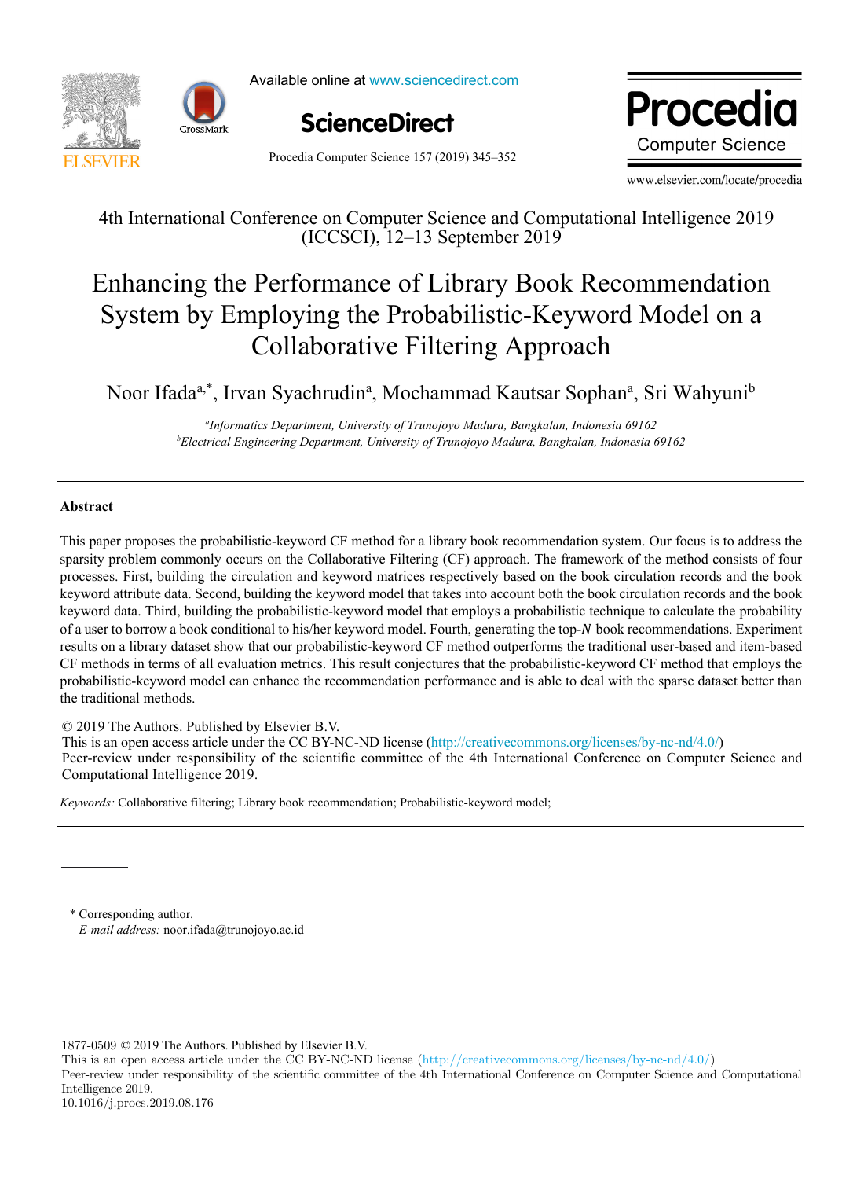4th International Conference on Computer Science and Computational Intelligence 2019 (ICCSCI), 12–13 September 2019

# Enhancing the Performance of Library Book Recommendation System by Employing the Probabilistic-Keyword Model on a Collaborative Filtering Approach

Noor Ifada[a,*], Irvan Syachrudin[a], Mochammad Kautsar Sophan[a], Sri Wahyuni[b]

[a]*Informatics Department, University of Trunojoyo Madura, Bangkalan, Indonesia 69162*
[b]*Electrical Engineering Department, University of Trunojoyo Madura, Bangkalan, Indonesia 69162*

---

## Abstract

This paper proposes the probabilistic-keyword CF method for a library book recommendation system. Our focus is to address the sparsity problem commonly occurs on the Collaborative Filtering (CF) approach. The framework of the method consists of four processes. First, building the circulation and keyword matrices respectively based on the book circulation records and the book keyword attribute data. Second, building the keyword model that takes into account both the book circulation records and the book keyword data. Third, building the probabilistic-keyword model that employs a probabilistic technique to calculate the probability of a user to borrow a book conditional to his/her keyword model. Fourth, generating the top-$N$ book recommendations. Experiment results on a library dataset show that our probabilistic-keyword CF method outperforms the traditional user-based and item-based CF methods in terms of all evaluation metrics. This result conjectures that the probabilistic-keyword CF method that employs the probabilistic-keyword model can enhance the recommendation performance and is able to deal with the sparse dataset better than the traditional methods.

© 2019 The Authors. Published by Elsevier B.V.
This is an open access article under the CC BY-NC-ND license (http://creativecommons.org/licenses/by-nc-nd/4.0/)
Peer-review under responsibility of the scientific committee of the 4th International Conference on Computer Science and Computational Intelligence 2019.

*Keywords:* Collaborative filtering; Library book recommendation; Probabilistic-keyword model;

---

\* Corresponding author.
*E-mail address:* noor.ifada@trunojoyo.ac.id

1877-0509 © 2019 The Authors. Published by Elsevier B.V.
This is an open access article under the CC BY-NC-ND license (http://creativecommons.org/licenses/by-nc-nd/4.0/)
Peer-review under responsibility of the scientific committee of the 4th International Conference on Computer Science and Computational Intelligence 2019.
10.1016/j.procs.2019.08.176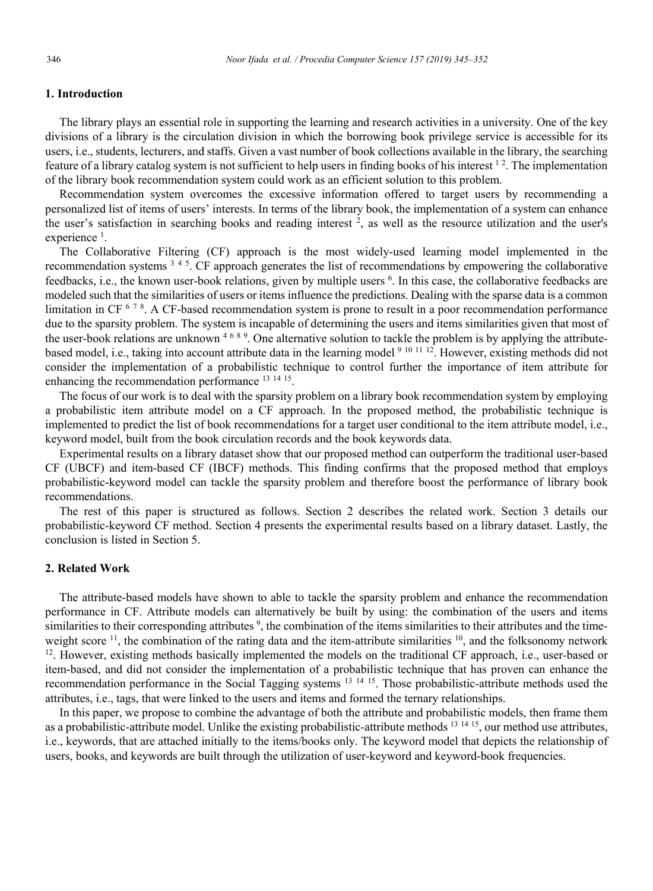## 1. Introduction

The library plays an essential role in supporting the learning and research activities in a university. One of the key divisions of a library is the circulation division in which the borrowing book privilege service is accessible for its users, i.e., students, lecturers, and staffs. Given a vast number of book collections available in the library, the searching feature of a library catalog system is not sufficient to help users in finding books of his interest [1 2]. The implementation of the library book recommendation system could work as an efficient solution to this problem.

Recommendation system overcomes the excessive information offered to target users by recommending a personalized list of items of users' interests. In terms of the library book, the implementation of a system can enhance the user's satisfaction in searching books and reading interest [2], as well as the resource utilization and the user's experience [1].

The Collaborative Filtering (CF) approach is the most widely-used learning model implemented in the recommendation systems [3 4 5]. CF approach generates the list of recommendations by empowering the collaborative feedbacks, i.e., the known user-book relations, given by multiple users [6]. In this case, the collaborative feedbacks are modeled such that the similarities of users or items influence the predictions. Dealing with the sparse data is a common limitation in CF [6 7 8]. A CF-based recommendation system is prone to result in a poor recommendation performance due to the sparsity problem. The system is incapable of determining the users and items similarities given that most of the user-book relations are unknown [4 6 8 9]. One alternative solution to tackle the problem is by applying the attribute-based model, i.e., taking into account attribute data in the learning model [9 10 11 12]. However, existing methods did not consider the implementation of a probabilistic technique to control further the importance of item attribute for enhancing the recommendation performance [13 14 15].

The focus of our work is to deal with the sparsity problem on a library book recommendation system by employing a probabilistic item attribute model on a CF approach. In the proposed method, the probabilistic technique is implemented to predict the list of book recommendations for a target user conditional to the item attribute model, i.e., keyword model, built from the book circulation records and the book keywords data.

Experimental results on a library dataset show that our proposed method can outperform the traditional user-based CF (UBCF) and item-based CF (IBCF) methods. This finding confirms that the proposed method that employs probabilistic-keyword model can tackle the sparsity problem and therefore boost the performance of library book recommendations.

The rest of this paper is structured as follows. Section 2 describes the related work. Section 3 details our probabilistic-keyword CF method. Section 4 presents the experimental results based on a library dataset. Lastly, the conclusion is listed in Section 5.

## 2. Related Work

The attribute-based models have shown to able to tackle the sparsity problem and enhance the recommendation performance in CF. Attribute models can alternatively be built by using: the combination of the users and items similarities to their corresponding attributes [9], the combination of the items similarities to their attributes and the time-weight score [11], the combination of the rating data and the item-attribute similarities [10], and the folksonomy network [12]. However, existing methods basically implemented the models on the traditional CF approach, i.e., user-based or item-based, and did not consider the implementation of a probabilistic technique that has proven can enhance the recommendation performance in the Social Tagging systems [13 14 15]. Those probabilistic-attribute methods used the attributes, i.e., tags, that were linked to the users and items and formed the ternary relationships.

In this paper, we propose to combine the advantage of both the attribute and probabilistic models, then frame them as a probabilistic-attribute model. Unlike the existing probabilistic-attribute methods [13 14 15], our method use attributes, i.e., keywords, that are attached initially to the items/books only. The keyword model that depicts the relationship of users, books, and keywords are built through the utilization of user-keyword and keyword-book frequencies.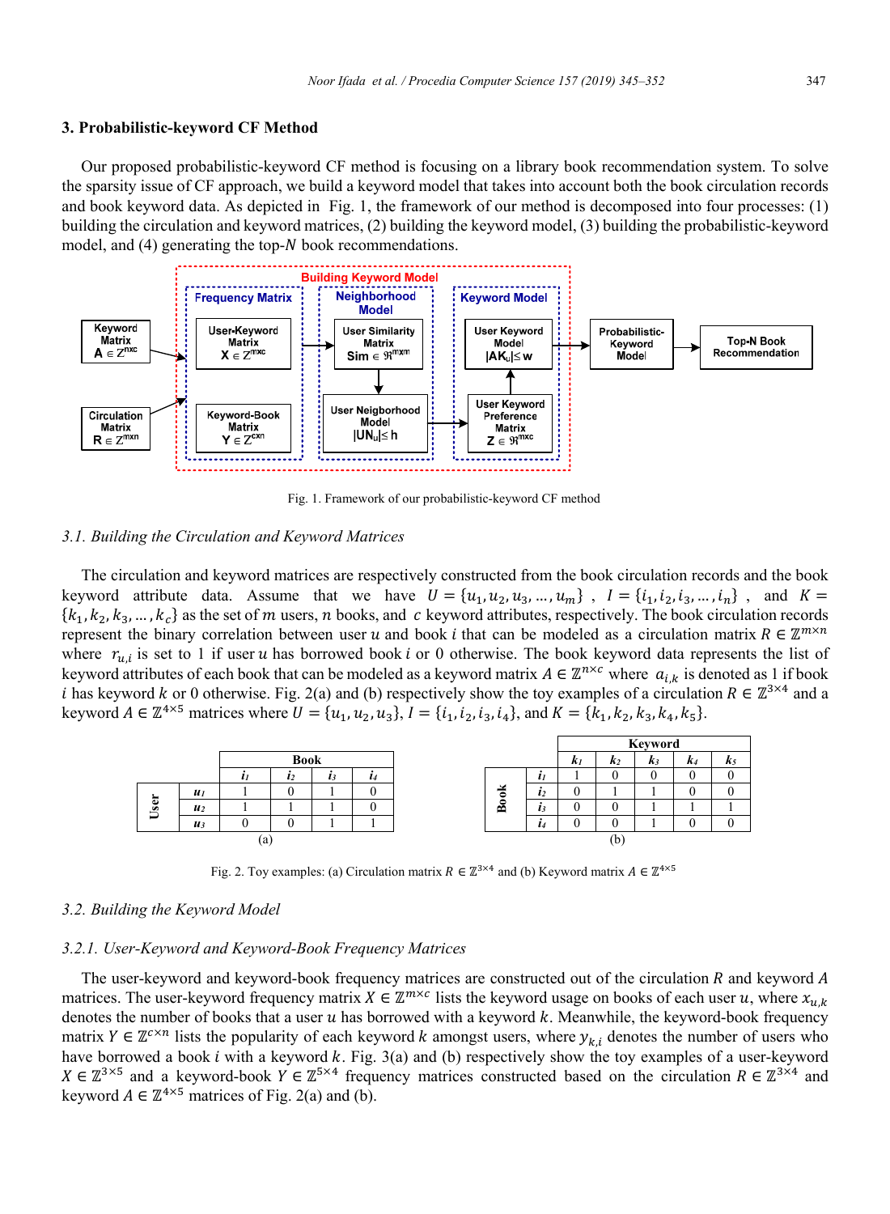## 3. Probabilistic-keyword CF Method

Our proposed probabilistic-keyword CF method is focusing on a library book recommendation system. To solve the sparsity issue of CF approach, we build a keyword model that takes into account both the book circulation records and book keyword data. As depicted in Fig. 1, the framework of our method is decomposed into four processes: (1) building the circulation and keyword matrices, (2) building the keyword model, (3) building the probabilistic-keyword model, and (4) generating the top-$N$ book recommendations.

Fig. 1. Framework of our probabilistic-keyword CF method

### 3.1. Building the Circulation and Keyword Matrices

The circulation and keyword matrices are respectively constructed from the book circulation records and the book keyword attribute data. Assume that we have $U = \{u_1, u_2, u_3, \ldots, u_m\}$, $I = \{i_1, i_2, i_3, \ldots, i_n\}$, and $K = \{k_1, k_2, k_3, \ldots, k_c\}$ as the set of $m$ users, $n$ books, and $c$ keyword attributes, respectively. The book circulation records represent the binary correlation between user $u$ and book $i$ that can be modeled as a circulation matrix $R \in \mathbb{Z}^{m \times n}$ where $r_{u,i}$ is set to 1 if user $u$ has borrowed book $i$ or 0 otherwise. The book keyword data represents the list of keyword attributes of each book that can be modeled as a keyword matrix $A \in \mathbb{Z}^{n \times c}$ where $a_{i,k}$ is denoted as 1 if book $i$ has keyword $k$ or 0 otherwise. Fig. 2(a) and (b) respectively show the toy examples of a circulation $R \in \mathbb{Z}^{3 \times 4}$ and a keyword $A \in \mathbb{Z}^{4 \times 5}$ matrices where $U = \{u_1, u_2, u_3\}$, $I = \{i_1, i_2, i_3, i_4\}$, and $K = \{k_1, k_2, k_3, k_4, k_5\}$.

(a)

| | | Book | | | |
|---|---|---|---|---|---|
| | | $i_1$ | $i_2$ | $i_3$ | $i_4$ |
| User | $u_1$ | 1 | 0 | 1 | 0 |
| | $u_2$ | 1 | 1 | 1 | 0 |
| | $u_3$ | 0 | 0 | 1 | 1 |

(b)

| | | Keyword | | | | |
|---|---|---|---|---|---|---|
| | | $k_1$ | $k_2$ | $k_3$ | $k_4$ | $k_5$ |
| Book | $i_1$ | 1 | 0 | 0 | 0 | 0 |
| | $i_2$ | 0 | 1 | 1 | 0 | 0 |
| | $i_3$ | 0 | 0 | 1 | 1 | 1 |
| | $i_4$ | 0 | 0 | 1 | 0 | 0 |

Fig. 2. Toy examples: (a) Circulation matrix $R \in \mathbb{Z}^{3 \times 4}$ and (b) Keyword matrix $A \in \mathbb{Z}^{4 \times 5}$

### 3.2. Building the Keyword Model

#### 3.2.1. User-Keyword and Keyword-Book Frequency Matrices

The user-keyword and keyword-book frequency matrices are constructed out of the circulation $R$ and keyword $A$ matrices. The user-keyword frequency matrix $X \in \mathbb{Z}^{m \times c}$ lists the keyword usage on books of each user $u$, where $x_{u,k}$ denotes the number of books that a user $u$ has borrowed with a keyword $k$. Meanwhile, the keyword-book frequency matrix $Y \in \mathbb{Z}^{c \times n}$ lists the popularity of each keyword $k$ amongst users, where $y_{k,i}$ denotes the number of users who have borrowed a book $i$ with a keyword $k$. Fig. 3(a) and (b) respectively show the toy examples of a user-keyword $X \in \mathbb{Z}^{3 \times 5}$ and a keyword-book $Y \in \mathbb{Z}^{5 \times 4}$ frequency matrices constructed based on the circulation $R \in \mathbb{Z}^{3 \times 4}$ and keyword $A \in \mathbb{Z}^{4 \times 5}$ matrices of Fig. 2(a) and (b).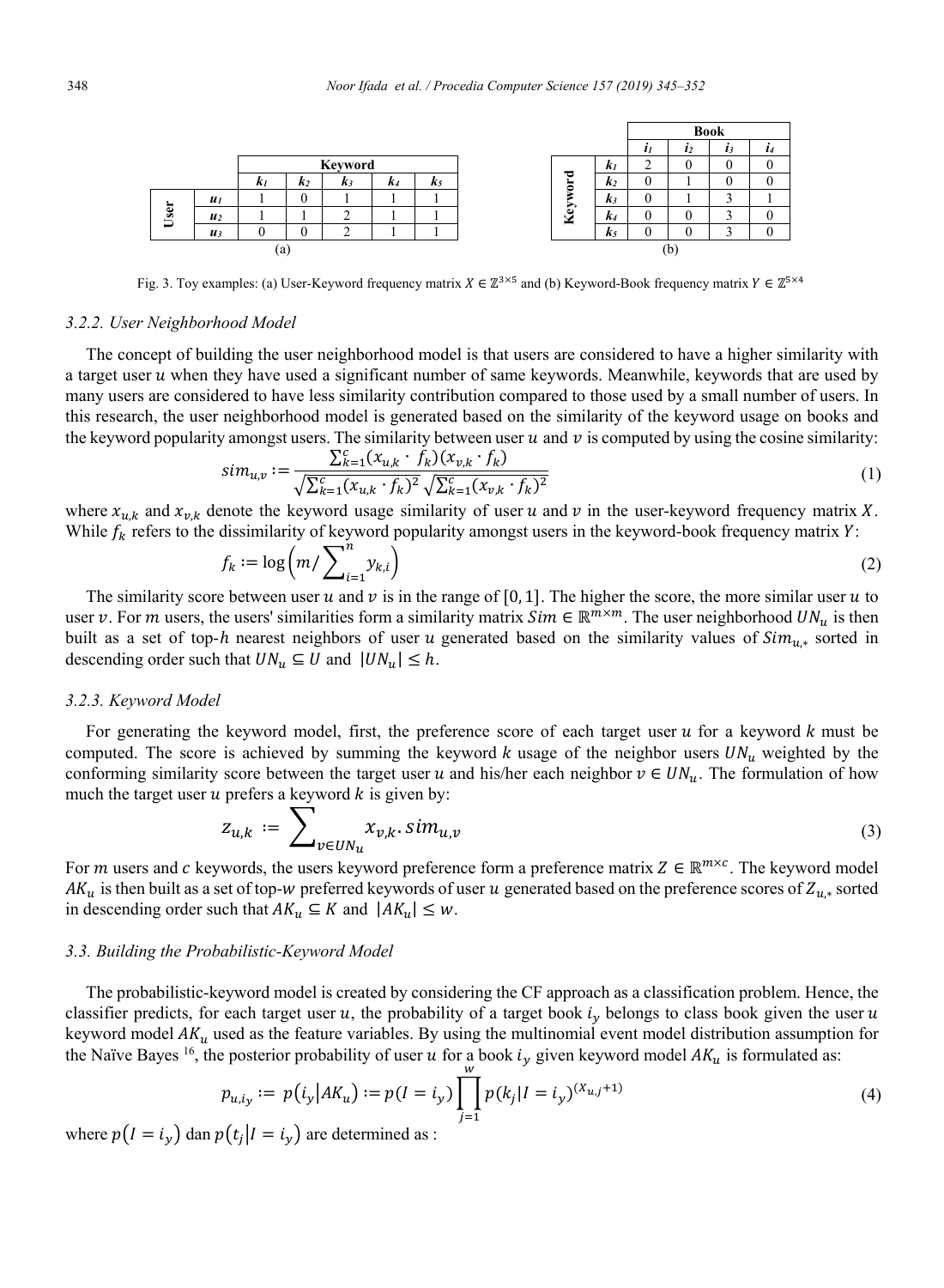| | | Keyword | | | | |
|---|---|---|---|---|---|---|
| | | $k_1$ | $k_2$ | $k_3$ | $k_4$ | $k_5$ |
| User | $u_1$ | 1 | 0 | 1 | 1 | 1 |
| | $u_2$ | 1 | 1 | 2 | 1 | 1 |
| | $u_3$ | 0 | 0 | 2 | 1 | 1 |

(a)

| | | Book | | | |
|---|---|---|---|---|---|
| | | $i_1$ | $i_2$ | $i_3$ | $i_4$ |
| Keyword | $k_1$ | 2 | 0 | 0 | 0 |
| | $k_2$ | 0 | 1 | 0 | 0 |
| | $k_3$ | 0 | 1 | 3 | 1 |
| | $k_4$ | 0 | 0 | 3 | 0 |
| | $k_5$ | 0 | 0 | 3 | 0 |

(b)

Fig. 3. Toy examples: (a) User-Keyword frequency matrix $X \in \mathbb{Z}^{3\times5}$ and (b) Keyword-Book frequency matrix $Y \in \mathbb{Z}^{5\times4}$

### *3.2.2. User Neighborhood Model*

The concept of building the user neighborhood model is that users are considered to have a higher similarity with a target user $u$ when they have used a significant number of same keywords. Meanwhile, keywords that are used by many users are considered to have less similarity contribution compared to those used by a small number of users. In this research, the user neighborhood model is generated based on the similarity of the keyword usage on books and the keyword popularity amongst users. The similarity between user $u$ and $v$ is computed by using the cosine similarity:

$$sim_{u,v} := \frac{\sum_{k=1}^{c}(x_{u,k} \cdot f_k)(x_{v,k} \cdot f_k)}{\sqrt{\sum_{k=1}^{c}(x_{u,k} \cdot f_k)^2}\sqrt{\sum_{k=1}^{c}(x_{v,k} \cdot f_k)^2}} \tag{1}$$

where $x_{u,k}$ and $x_{v,k}$ denote the keyword usage similarity of user $u$ and $v$ in the user-keyword frequency matrix $X$. While $f_k$ refers to the dissimilarity of keyword popularity amongst users in the keyword-book frequency matrix $Y$:

$$f_k := \log\left(m / \sum_{i=1}^{n} y_{k,i}\right) \tag{2}$$

The similarity score between user $u$ and $v$ is in the range of $[0, 1]$. The higher the score, the more similar user $u$ to user $v$. For $m$ users, the users' similarities form a similarity matrix $Sim \in \mathbb{R}^{m\times m}$. The user neighborhood $UN_u$ is then built as a set of top-$h$ nearest neighbors of user $u$ generated based on the similarity values of $Sim_{u,*}$ sorted in descending order such that $UN_u \subseteq U$ and $|UN_u| \leq h$.

### *3.2.3. Keyword Model*

For generating the keyword model, first, the preference score of each target user $u$ for a keyword $k$ must be computed. The score is achieved by summing the keyword $k$ usage of the neighbor users $UN_u$ weighted by the conforming similarity score between the target user $u$ and his/her each neighbor $v \in UN_u$. The formulation of how much the target user $u$ prefers a keyword $k$ is given by:

$$z_{u,k} := \sum_{v \in UN_u} x_{v,k} . sim_{u,v} \tag{3}$$

For $m$ users and $c$ keywords, the users keyword preference form a preference matrix $Z \in \mathbb{R}^{m\times c}$. The keyword model $AK_u$ is then built as a set of top-$w$ preferred keywords of user $u$ generated based on the preference scores of $Z_{u,*}$ sorted in descending order such that $AK_u \subseteq K$ and $|AK_u| \leq w$.

## *3.3. Building the Probabilistic-Keyword Model*

The probabilistic-keyword model is created by considering the CF approach as a classification problem. Hence, the classifier predicts, for each target user $u$, the probability of a target book $i_y$ belongs to class book given the user $u$ keyword model $AK_u$ used as the feature variables. By using the multinomial event model distribution assumption for the Naïve Bayes [16], the posterior probability of user $u$ for a book $i_y$ given keyword model $AK_u$ is formulated as:

$$p_{u,i_y} := p(i_y|AK_u) := p(I = i_y)\prod_{j=1}^{w} p(k_j|I = i_y)^{(X_{u,j}+1)} \tag{4}$$

where $p(I = i_y)$ dan $p(t_j|I = i_y)$ are determined as :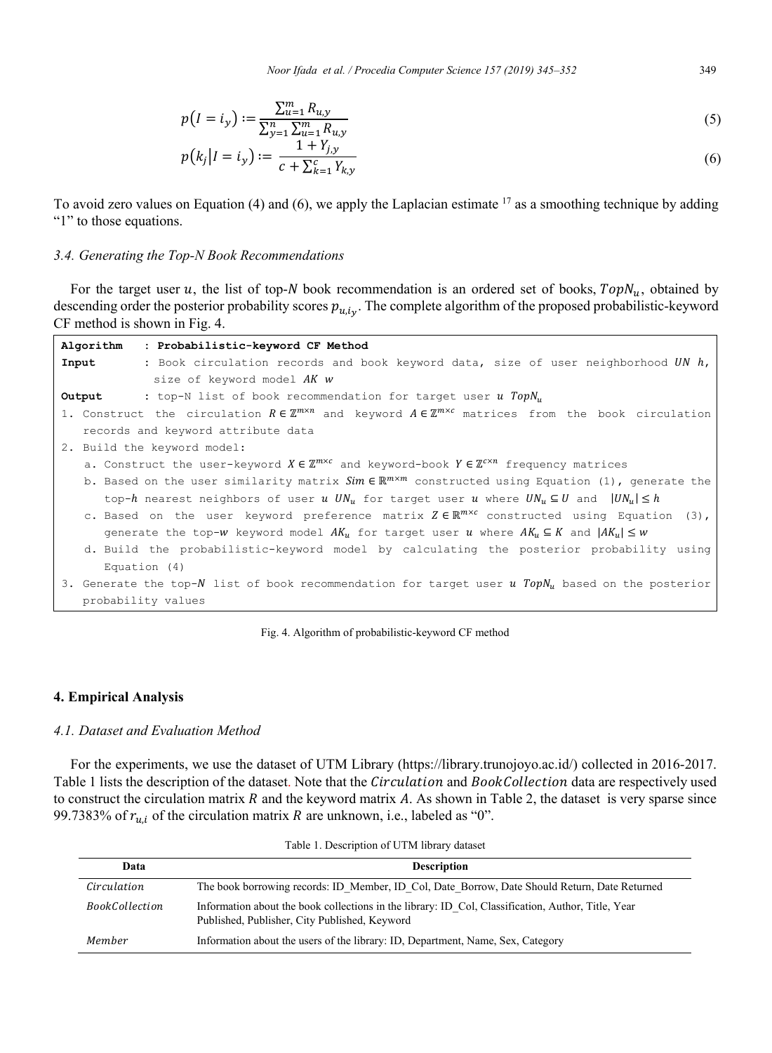$$p\left(I = i_y\right) := \frac{\sum_{u=1}^{m} R_{u,y}}{\sum_{y=1}^{n} \sum_{u=1}^{m} R_{u,y}} \tag{5}$$

$$p\left(k_j \middle| I = i_y\right) := \frac{1 + Y_{j,y}}{c + \sum_{k=1}^{c} Y_{k,y}} \tag{6}$$

To avoid zero values on Equation (4) and (6), we apply the Laplacian estimate [17] as a smoothing technique by adding "1" to those equations.

### *3.4. Generating the Top-N Book Recommendations*

For the target user $u$, the list of top-$N$ book recommendation is an ordered set of books, $TopN_u$, obtained by descending order the posterior probability scores $p_{u,i_y}$. The complete algorithm of the proposed probabilistic-keyword CF method is shown in Fig. 4.

```
Algorithm   : Probabilistic-keyword CF Method
Input       : Book circulation records and book keyword data, size of user neighborhood UN h,
              size of keyword model AK w
Output      : top-N list of book recommendation for target user u TopN_u
1. Construct the circulation R ∈ Z^{m×n} and keyword A ∈ Z^{m×c} matrices from the book circulation
   records and keyword attribute data
2. Build the keyword model:
   a. Construct the user-keyword X ∈ Z^{m×c} and keyword-book Y ∈ Z^{c×n} frequency matrices
   b. Based on the user similarity matrix Sim ∈ R^{m×m} constructed using Equation (1), generate the
      top-h nearest neighbors of user u UN_u for target user u where UN_u ⊆ U and |UN_u| ≤ h
   c. Based on the user keyword preference matrix Z ∈ R^{m×c} constructed using Equation (3),
      generate the top-w keyword model AK_u for target user u where AK_u ⊆ K and |AK_u| ≤ w
   d. Build the probabilistic-keyword model by calculating the posterior probability using
      Equation (4)
3. Generate the top-N list of book recommendation for target user u TopN_u based on the posterior
   probability values
```

Fig. 4. Algorithm of probabilistic-keyword CF method

## 4. Empirical Analysis

### *4.1. Dataset and Evaluation Method*

For the experiments, we use the dataset of UTM Library (https://library.trunojoyo.ac.id/) collected in 2016-2017. Table 1 lists the description of the dataset. Note that the $Circulation$ and $BookCollection$ data are respectively used to construct the circulation matrix $R$ and the keyword matrix $A$. As shown in Table 2, the dataset is very sparse since 99.7383% of $r_{u,i}$ of the circulation matrix $R$ are unknown, i.e., labeled as "0".

Table 1. Description of UTM library dataset

| Data | Description |
|---|---|
| $Circulation$ | The book borrowing records: ID_Member, ID_Col, Date_Borrow, Date Should Return, Date Returned |
| $BookCollection$ | Information about the book collections in the library: ID_Col, Classification, Author, Title, Year Published, Publisher, City Published, Keyword |
| $Member$ | Information about the users of the library: ID, Department, Name, Sex, Category |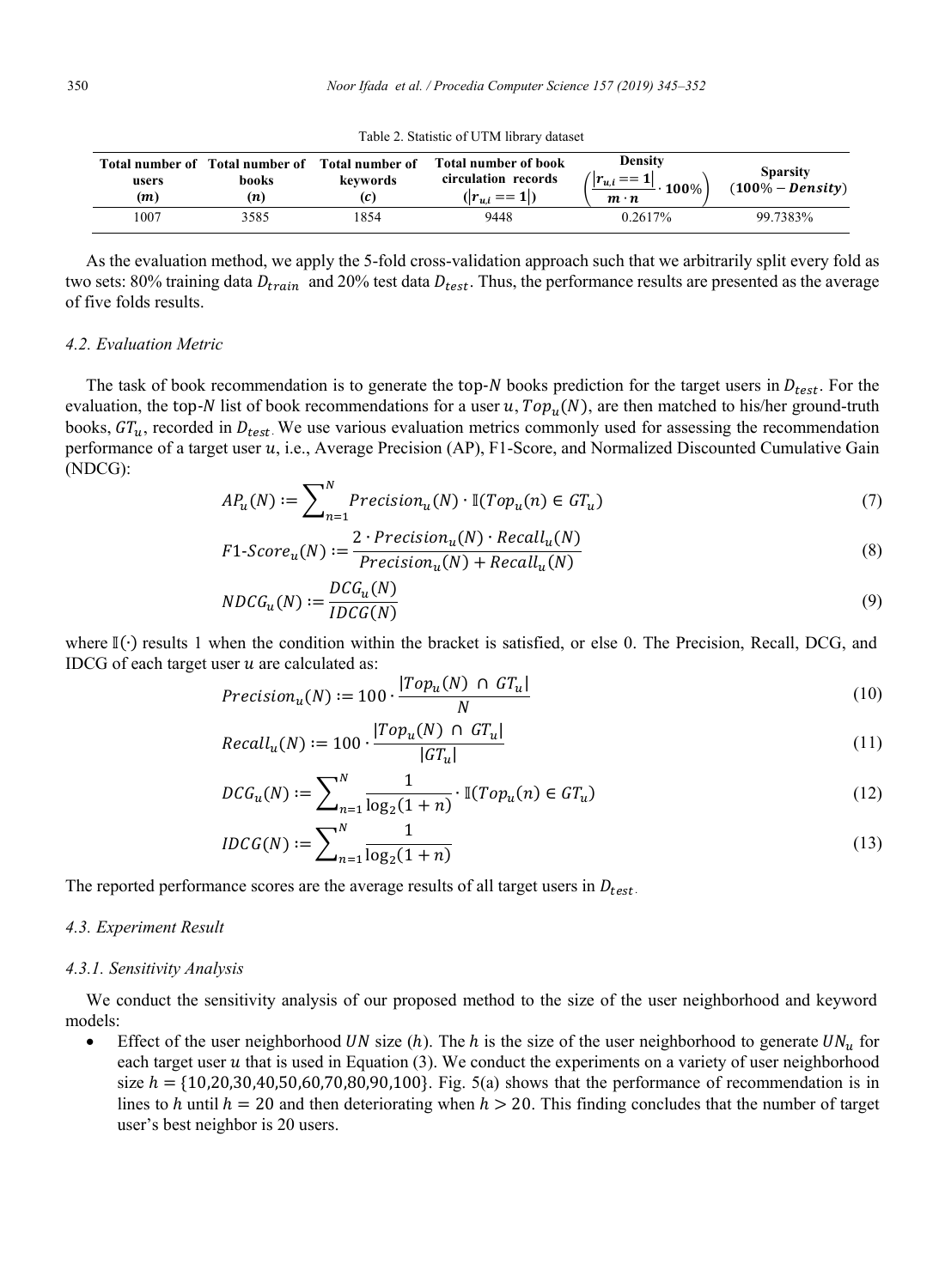Table 2. Statistic of UTM library dataset

| Total number of users $(m)$ | Total number of books $(n)$ | Total number of keywords $(c)$ | Total number of book circulation records $(\|r_{u,i} == 1\|)$ | Density $\left(\frac{\|r_{u,i} == 1\|}{m \cdot n} \cdot 100\%\right)$ | Sparsity $(100\% - Density)$ |
|---|---|---|---|---|---|
| 1007 | 3585 | 1854 | 9448 | 0.2617% | 99.7383% |

As the evaluation method, we apply the 5-fold cross-validation approach such that we arbitrarily split every fold as two sets: 80% training data $D_{train}$ and 20% test data $D_{test}$. Thus, the performance results are presented as the average of five folds results.

### 4.2. Evaluation Metric

The task of book recommendation is to generate the top-$N$ books prediction for the target users in $D_{test}$. For the evaluation, the top-$N$ list of book recommendations for a user $u$, $Top_u(N)$, are then matched to his/her ground-truth books, $GT_u$, recorded in $D_{test}$. We use various evaluation metrics commonly used for assessing the recommendation performance of a target user $u$, i.e., Average Precision (AP), F1-Score, and Normalized Discounted Cumulative Gain (NDCG):

$$AP_u(N) := \sum_{n=1}^{N} Precision_u(N) \cdot \mathbb{I}(Top_u(n) \in GT_u) \tag{7}$$

$$F1\text{-}Score_u(N) := \frac{2 \cdot Precision_u(N) \cdot Recall_u(N)}{Precision_u(N) + Recall_u(N)} \tag{8}$$

$$NDCG_u(N) := \frac{DCG_u(N)}{IDCG(N)} \tag{9}$$

where $\mathbb{I}(\cdot)$ results 1 when the condition within the bracket is satisfied, or else 0. The Precision, Recall, DCG, and IDCG of each target user $u$ are calculated as:

$$Precision_u(N) := 100 \cdot \frac{|Top_u(N) \cap GT_u|}{N} \tag{10}$$

$$Recall_u(N) := 100 \cdot \frac{|Top_u(N) \cap GT_u|}{|GT_u|} \tag{11}$$

$$DCG_u(N) := \sum_{n=1}^{N} \frac{1}{\log_2(1+n)} \cdot \mathbb{I}(Top_u(n) \in GT_u) \tag{12}$$

$$IDCG(N) := \sum_{n=1}^{N} \frac{1}{\log_2(1+n)} \tag{13}$$

The reported performance scores are the average results of all target users in $D_{test}$.

### 4.3. Experiment Result

#### 4.3.1. Sensitivity Analysis

We conduct the sensitivity analysis of our proposed method to the size of the user neighborhood and keyword models:

- Effect of the user neighborhood $UN$ size ($h$). The $h$ is the size of the user neighborhood to generate $UN_u$ for each target user $u$ that is used in Equation (3). We conduct the experiments on a variety of user neighborhood size $h = \{10,20,30,40,50,60,70,80,90,100\}$. Fig. 5(a) shows that the performance of recommendation is in lines to $h$ until $h = 20$ and then deteriorating when $h > 20$. This finding concludes that the number of target user's best neighbor is 20 users.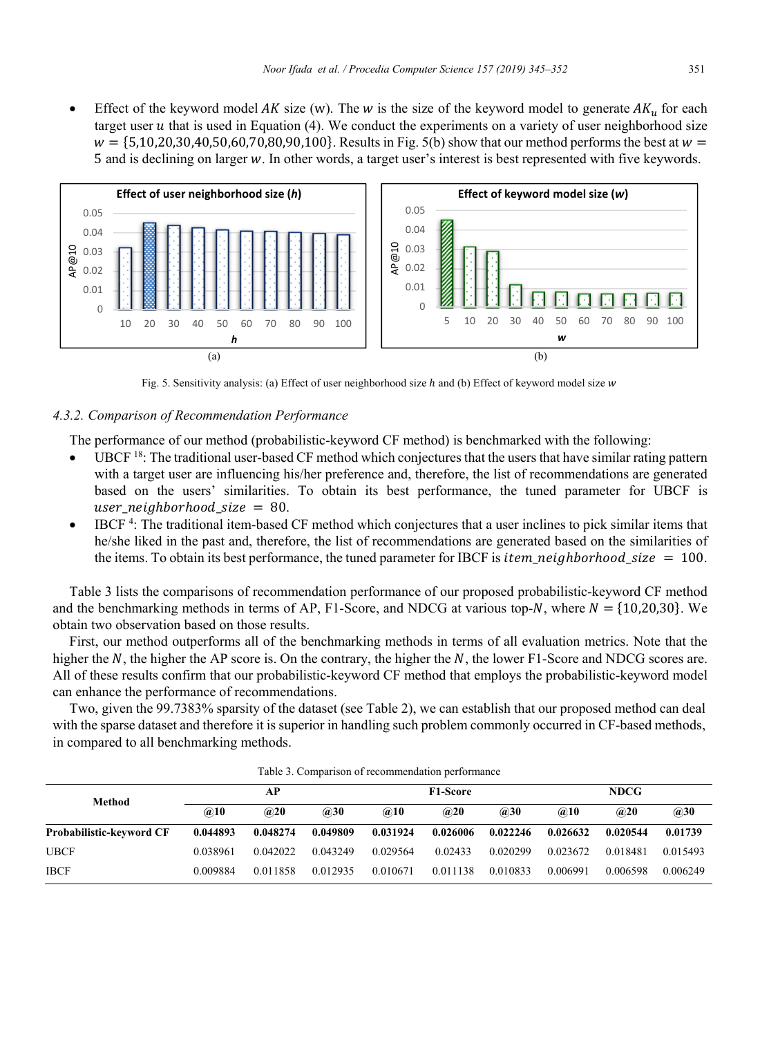- Effect of the keyword model $AK$ size (w). The $w$ is the size of the keyword model to generate $AK_u$ for each target user $u$ that is used in Equation (4). We conduct the experiments on a variety of user neighborhood size $w = \{5,10,20,30,40,50,60,70,80,90,100\}$. Results in Fig. 5(b) show that our method performs the best at $w = 5$ and is declining on larger $w$. In other words, a target user's interest is best represented with five keywords.

Fig. 5. Sensitivity analysis: (a) Effect of user neighborhood size $h$ and (b) Effect of keyword model size $w$

### 4.3.2. Comparison of Recommendation Performance

The performance of our method (probabilistic-keyword CF method) is benchmarked with the following:

- UBCF [18]: The traditional user-based CF method which conjectures that the users that have similar rating pattern with a target user are influencing his/her preference and, therefore, the list of recommendations are generated based on the users' similarities. To obtain its best performance, the tuned parameter for UBCF is $user\_neighborhood\_size = 80$.
- IBCF [4]: The traditional item-based CF method which conjectures that a user inclines to pick similar items that he/she liked in the past and, therefore, the list of recommendations are generated based on the similarities of the items. To obtain its best performance, the tuned parameter for IBCF is $item\_neighborhood\_size = 100$.

Table 3 lists the comparisons of recommendation performance of our proposed probabilistic-keyword CF method and the benchmarking methods in terms of AP, F1-Score, and NDCG at various top-$N$, where $N = \{10,20,30\}$. We obtain two observation based on those results.

First, our method outperforms all of the benchmarking methods in terms of all evaluation metrics. Note that the higher the $N$, the higher the AP score is. On the contrary, the higher the $N$, the lower F1-Score and NDCG scores are. All of these results confirm that our probabilistic-keyword CF method that employs the probabilistic-keyword model can enhance the performance of recommendations.

Two, given the 99.7383% sparsity of the dataset (see Table 2), we can establish that our proposed method can deal with the sparse dataset and therefore it is superior in handling such problem commonly occurred in CF-based methods, in compared to all benchmarking methods.

Table 3. Comparison of recommendation performance

| Method | AP | | | F1-Score | | | NDCG | | |
|---|---|---|---|---|---|---|---|---|---|
| | @10 | @20 | @30 | @10 | @20 | @30 | @10 | @20 | @30 |
| **Probabilistic-keyword CF** | **0.044893** | **0.048274** | **0.049809** | **0.031924** | **0.026006** | **0.022246** | **0.026632** | **0.020544** | **0.01739** |
| UBCF | 0.038961 | 0.042022 | 0.043249 | 0.029564 | 0.02433 | 0.020299 | 0.023672 | 0.018481 | 0.015493 |
| IBCF | 0.009884 | 0.011858 | 0.012935 | 0.010671 | 0.011138 | 0.010833 | 0.006991 | 0.006598 | 0.006249 |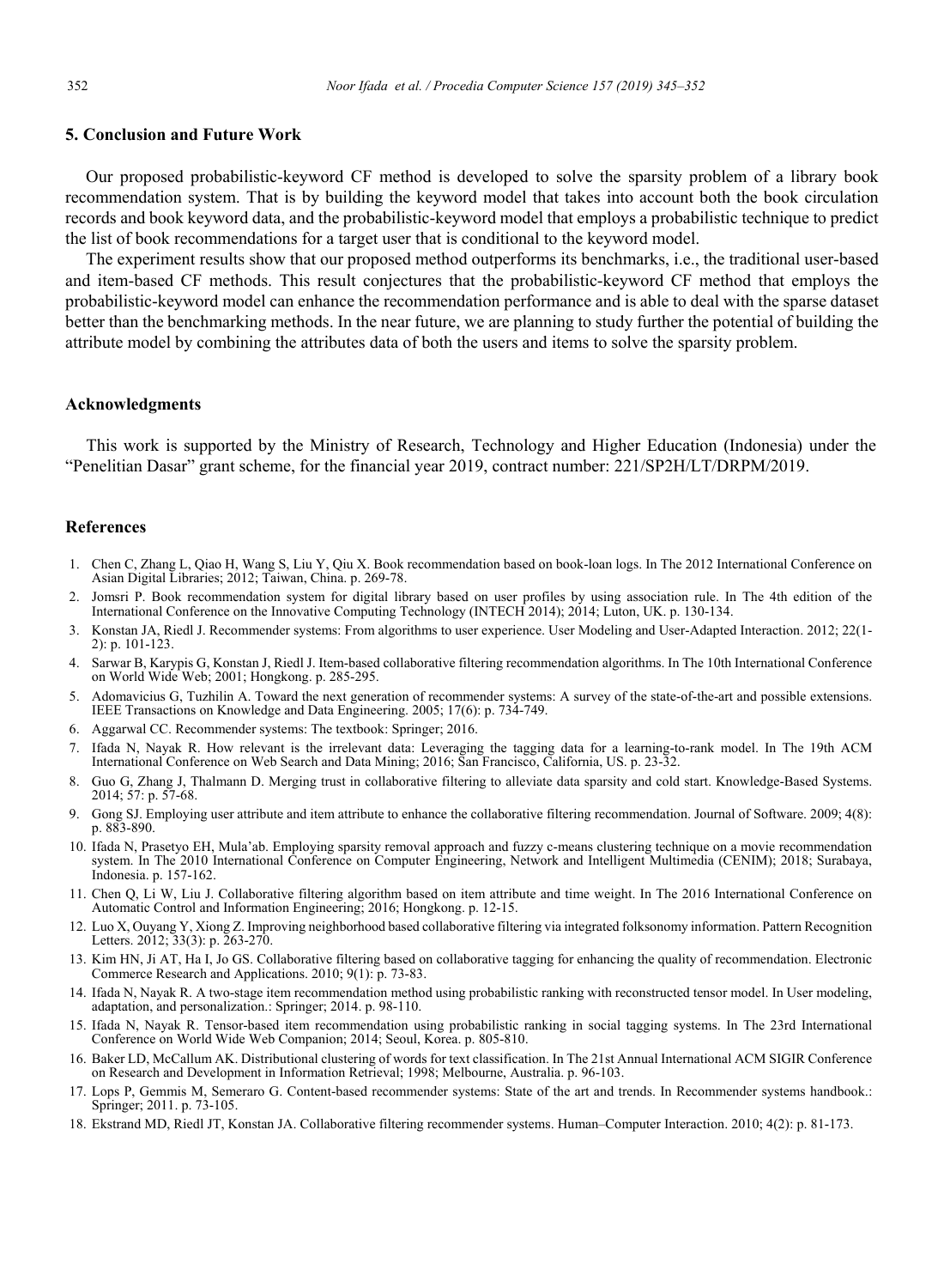## 5. Conclusion and Future Work

Our proposed probabilistic-keyword CF method is developed to solve the sparsity problem of a library book recommendation system. That is by building the keyword model that takes into account both the book circulation records and book keyword data, and the probabilistic-keyword model that employs a probabilistic technique to predict the list of book recommendations for a target user that is conditional to the keyword model.

The experiment results show that our proposed method outperforms its benchmarks, i.e., the traditional user-based and item-based CF methods. This result conjectures that the probabilistic-keyword CF method that employs the probabilistic-keyword model can enhance the recommendation performance and is able to deal with the sparse dataset better than the benchmarking methods. In the near future, we are planning to study further the potential of building the attribute model by combining the attributes data of both the users and items to solve the sparsity problem.

## Acknowledgments

This work is supported by the Ministry of Research, Technology and Higher Education (Indonesia) under the "Penelitian Dasar" grant scheme, for the financial year 2019, contract number: 221/SP2H/LT/DRPM/2019.

## References

1. Chen C, Zhang L, Qiao H, Wang S, Liu Y, Qiu X. Book recommendation based on book-loan logs. In The 2012 International Conference on Asian Digital Libraries; 2012; Taiwan, China. p. 269-78.
2. Jomsri P. Book recommendation system for digital library based on user profiles by using association rule. In The 4th edition of the International Conference on the Innovative Computing Technology (INTECH 2014); 2014; Luton, UK. p. 130-134.
3. Konstan JA, Riedl J. Recommender systems: From algorithms to user experience. User Modeling and User-Adapted Interaction. 2012; 22(1-2): p. 101-123.
4. Sarwar B, Karypis G, Konstan J, Riedl J. Item-based collaborative filtering recommendation algorithms. In The 10th International Conference on World Wide Web; 2001; Hongkong. p. 285-295.
5. Adomavicius G, Tuzhilin A. Toward the next generation of recommender systems: A survey of the state-of-the-art and possible extensions. IEEE Transactions on Knowledge and Data Engineering. 2005; 17(6): p. 734-749.
6. Aggarwal CC. Recommender systems: The textbook: Springer; 2016.
7. Ifada N, Nayak R. How relevant is the irrelevant data: Leveraging the tagging data for a learning-to-rank model. In The 19th ACM International Conference on Web Search and Data Mining; 2016; San Francisco, California, US. p. 23-32.
8. Guo G, Zhang J, Thalmann D. Merging trust in collaborative filtering to alleviate data sparsity and cold start. Knowledge-Based Systems. 2014; 57: p. 57-68.
9. Gong SJ. Employing user attribute and item attribute to enhance the collaborative filtering recommendation. Journal of Software. 2009; 4(8): p. 883-890.
10. Ifada N, Prasetyo EH, Mula'ab. Employing sparsity removal approach and fuzzy c-means clustering technique on a movie recommendation system. In The 2010 International Conference on Computer Engineering, Network and Intelligent Multimedia (CENIM); 2018; Surabaya, Indonesia. p. 157-162.
11. Chen Q, Li W, Liu J. Collaborative filtering algorithm based on item attribute and time weight. In The 2016 International Conference on Automatic Control and Information Engineering; 2016; Hongkong. p. 12-15.
12. Luo X, Ouyang Y, Xiong Z. Improving neighborhood based collaborative filtering via integrated folksonomy information. Pattern Recognition Letters. 2012; 33(3): p. 263-270.
13. Kim HN, Ji AT, Ha I, Jo GS. Collaborative filtering based on collaborative tagging for enhancing the quality of recommendation. Electronic Commerce Research and Applications. 2010; 9(1): p. 73-83.
14. Ifada N, Nayak R. A two-stage item recommendation method using probabilistic ranking with reconstructed tensor model. In User modeling, adaptation, and personalization.: Springer; 2014. p. 98-110.
15. Ifada N, Nayak R. Tensor-based item recommendation using probabilistic ranking in social tagging systems. In The 23rd International Conference on World Wide Web Companion; 2014; Seoul, Korea. p. 805-810.
16. Baker LD, McCallum AK. Distributional clustering of words for text classification. In The 21st Annual International ACM SIGIR Conference on Research and Development in Information Retrieval; 1998; Melbourne, Australia. p. 96-103.
17. Lops P, Gemmis M, Semeraro G. Content-based recommender systems: State of the art and trends. In Recommender systems handbook.: Springer; 2011. p. 73-105.
18. Ekstrand MD, Riedl JT, Konstan JA. Collaborative filtering recommender systems. Human–Computer Interaction. 2010; 4(2): p. 81-173.